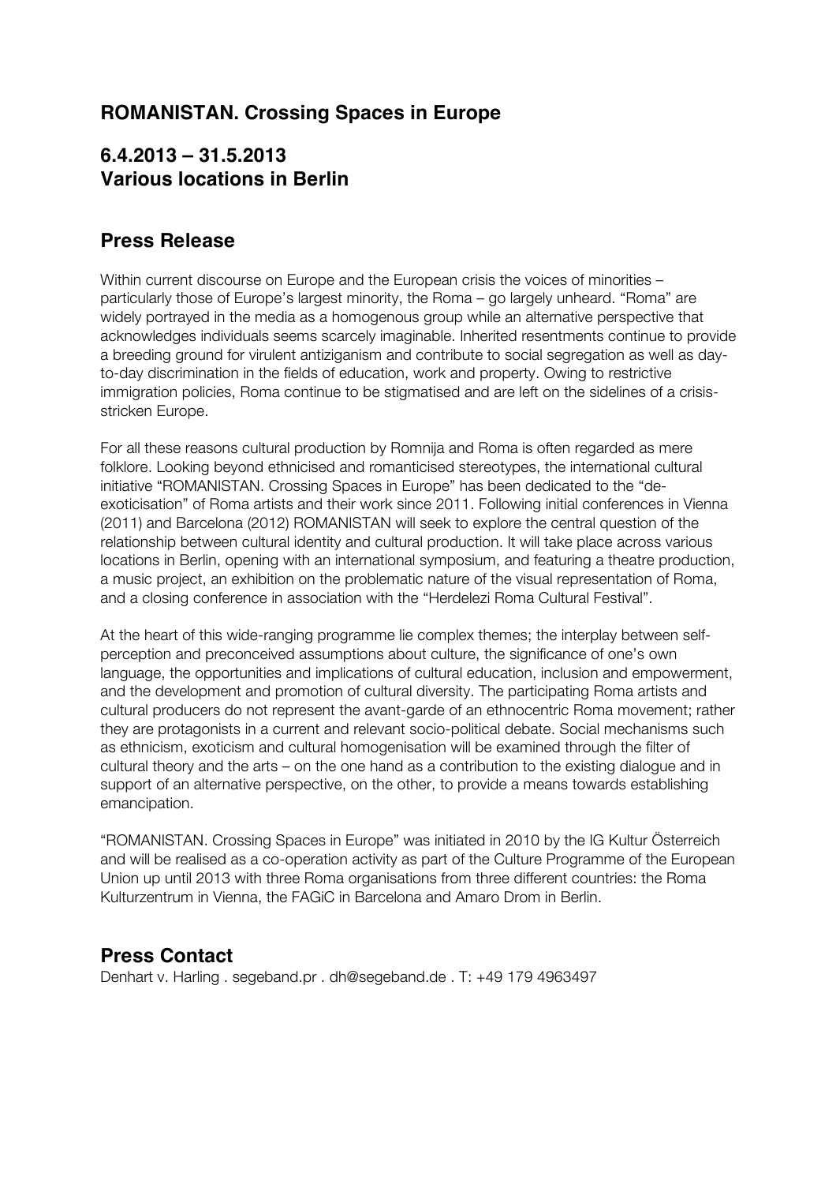# ROMANISTAN. Crossing Spaces in Europe

## 6.4.2013 – 31.5.2013
## Various locations in Berlin

## Press Release

Within current discourse on Europe and the European crisis the voices of minorities – particularly those of Europe's largest minority, the Roma – go largely unheard. "Roma" are widely portrayed in the media as a homogenous group while an alternative perspective that acknowledges individuals seems scarcely imaginable. Inherited resentments continue to provide a breeding ground for virulent antiziganism and contribute to social segregation as well as day-to-day discrimination in the fields of education, work and property. Owing to restrictive immigration policies, Roma continue to be stigmatised and are left on the sidelines of a crisis-stricken Europe.

For all these reasons cultural production by Romnija and Roma is often regarded as mere folklore. Looking beyond ethnicised and romanticised stereotypes, the international cultural initiative "ROMANISTAN. Crossing Spaces in Europe" has been dedicated to the "de-exoticisation" of Roma artists and their work since 2011. Following initial conferences in Vienna (2011) and Barcelona (2012) ROMANISTAN will seek to explore the central question of the relationship between cultural identity and cultural production. It will take place across various locations in Berlin, opening with an international symposium, and featuring a theatre production, a music project, an exhibition on the problematic nature of the visual representation of Roma, and a closing conference in association with the "Herdelezi Roma Cultural Festival".

At the heart of this wide-ranging programme lie complex themes; the interplay between self-perception and preconceived assumptions about culture, the significance of one's own language, the opportunities and implications of cultural education, inclusion and empowerment, and the development and promotion of cultural diversity. The participating Roma artists and cultural producers do not represent the avant-garde of an ethnocentric Roma movement; rather they are protagonists in a current and relevant socio-political debate. Social mechanisms such as ethnicism, exoticism and cultural homogenisation will be examined through the filter of cultural theory and the arts – on the one hand as a contribution to the existing dialogue and in support of an alternative perspective, on the other, to provide a means towards establishing emancipation.

"ROMANISTAN. Crossing Spaces in Europe" was initiated in 2010 by the IG Kultur Österreich and will be realised as a co-operation activity as part of the Culture Programme of the European Union up until 2013 with three Roma organisations from three different countries: the Roma Kulturzentrum in Vienna, the FAGiC in Barcelona and Amaro Drom in Berlin.

## Press Contact

Denhart v. Harling . segeband.pr . dh@segeband.de . T: +49 179 4963497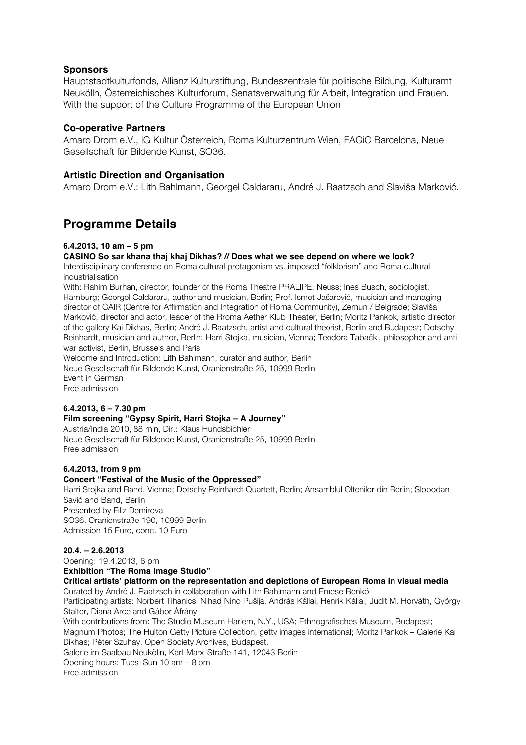### Sponsors

Hauptstadtkulturfonds, Allianz Kulturstiftung, Bundeszentrale für politische Bildung, Kulturamt Neukölln, Österreichisches Kulturforum, Senatsverwaltung für Arbeit, Integration und Frauen. With the support of the Culture Programme of the European Union

### Co-operative Partners

Amaro Drom e.V., IG Kultur Österreich, Roma Kulturzentrum Wien, FAGiC Barcelona, Neue Gesellschaft für Bildende Kunst, SO36.

### Artistic Direction and Organisation

Amaro Drom e.V.: Lith Bahlmann, Georgel Caldararu, André J. Raatzsch and Slaviša Marković.

## Programme Details

**6.4.2013, 10 am – 5 pm**

**CASINO So sar khana thaj khaj Dikhas? // Does what we see depend on where we look?**

Interdisciplinary conference on Roma cultural protagonism vs. imposed "folklorism" and Roma cultural industrialisation

With: Rahim Burhan, director, founder of the Roma Theatre PRALIPE, Neuss; Ines Busch, sociologist, Hamburg; Georgel Caldararu, author and musician, Berlin; Prof. Ismet Jašarević, musician and managing director of CAIR (Centre for Affirmation and Integration of Roma Community), Zemun / Belgrade; Slaviša Marković, director and actor, leader of the Rroma Aether Klub Theater, Berlin; Moritz Pankok, artistic director of the gallery Kai Dikhas, Berlin; André J. Raatzsch, artist and cultural theorist, Berlin and Budapest; Dotschy Reinhardt, musician and author, Berlin; Harri Stojka, musician, Vienna; Teodora Tabački, philosopher and anti-war activist, Berlin, Brussels and Paris

Welcome and Introduction: Lith Bahlmann, curator and author, Berlin

Neue Gesellschaft für Bildende Kunst, Oranienstraße 25, 10999 Berlin

Event in German

Free admission

**6.4.2013, 6 – 7.30 pm**

**Film screening "Gypsy Spirit, Harri Stojka – A Journey"**

Austria/India 2010, 88 min, Dir.: Klaus Hundsbichler

Neue Gesellschaft für Bildende Kunst, Oranienstraße 25, 10999 Berlin

Free admission

**6.4.2013, from 9 pm**

**Concert "Festival of the Music of the Oppressed"**

Harri Stojka and Band, Vienna; Dotschy Reinhardt Quartett, Berlin; Ansamblul Oltenilor din Berlin; Slobodan Savić and Band, Berlin

Presented by Filiz Demirova

SO36, Oranienstraße 190, 10999 Berlin

Admission 15 Euro, conc. 10 Euro

**20.4. – 2.6.2013**

Opening: 19.4.2013, 6 pm

**Exhibition "The Roma Image Studio"**

**Critical artists' platform on the representation and depictions of European Roma in visual media**

Curated by André J. Raatzsch in collaboration with Lith Bahlmann and Emese Benkö

Participating artists: Norbert Tihanics, Nihad Nino Pušija, András Kállai, Henrik Kállai, Judit M. Horváth, György Stalter, Diana Arce and Gábor Áfrány

With contributions from: The Studio Museum Harlem, N.Y., USA; Ethnografisches Museum, Budapest; Magnum Photos; The Hulton Getty Picture Collection, getty images international; Moritz Pankok – Galerie Kai Dikhas; Péter Szuhay, Open Society Archives, Budapest.

Galerie im Saalbau Neukölln, Karl-Marx-Straße 141, 12043 Berlin

Opening hours: Tues–Sun 10 am – 8 pm

Free admission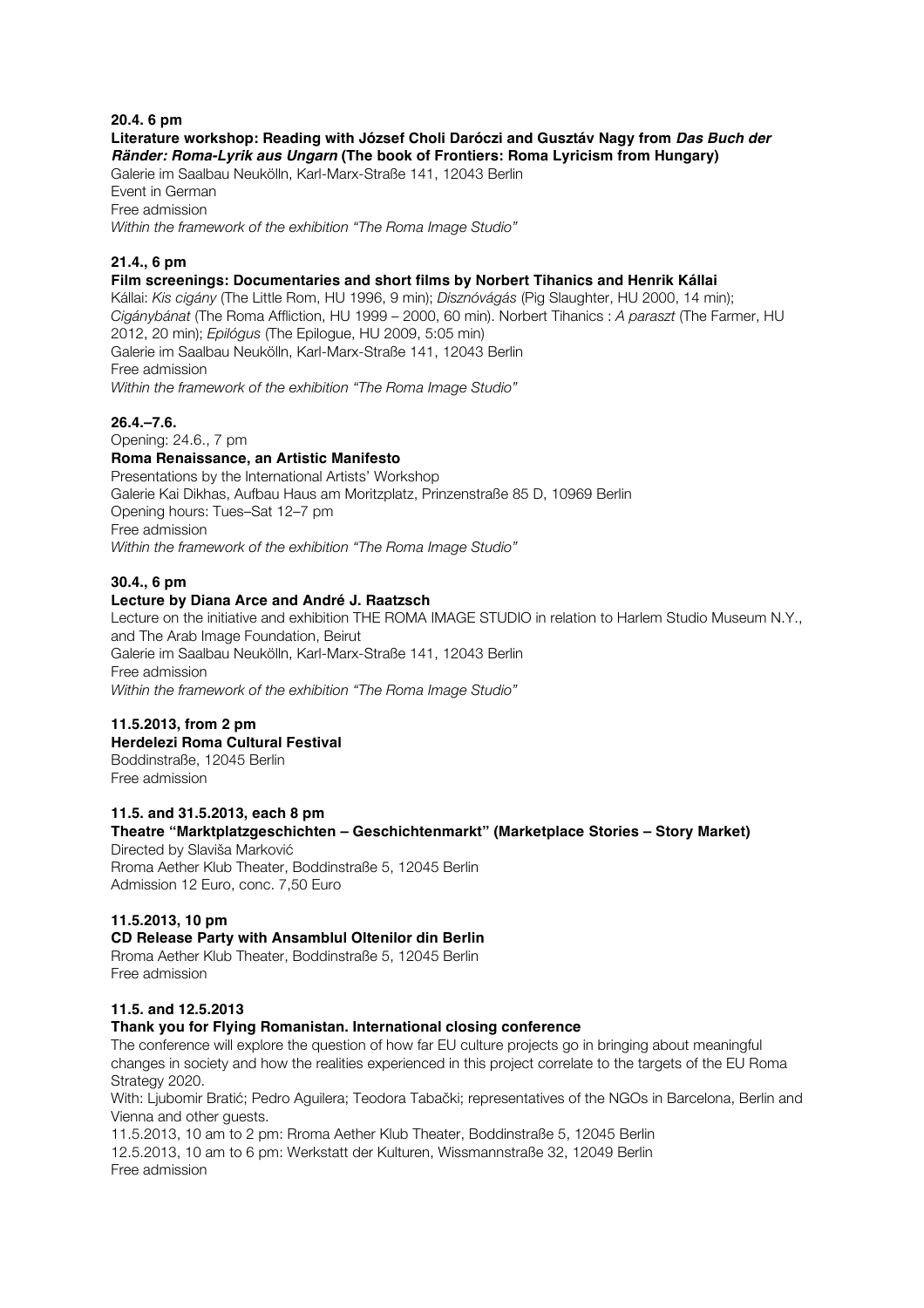**20.4. 6 pm**

**Literature workshop: Reading with József Choli Daróczi and Gusztáv Nagy from *Das Buch der Ränder: Roma-Lyrik aus Ungarn* (The book of Frontiers: Roma Lyricism from Hungary)**

Galerie im Saalbau Neukölln, Karl-Marx-Straße 141, 12043 Berlin
Event in German
Free admission
*Within the framework of the exhibition "The Roma Image Studio"*

**21.4., 6 pm**

**Film screenings: Documentaries and short films by Norbert Tihanics and Henrik Kállai**

Kállai: *Kis cigány* (The Little Rom, HU 1996, 9 min); *Disznóvágás* (Pig Slaughter, HU 2000, 14 min); *Cigánybánat* (The Roma Affliction, HU 1999 – 2000, 60 min). Norbert Tihanics : *A paraszt* (The Farmer, HU 2012, 20 min); *Epilógus* (The Epilogue, HU 2009, 5:05 min)
Galerie im Saalbau Neukölln, Karl-Marx-Straße 141, 12043 Berlin
Free admission
*Within the framework of the exhibition "The Roma Image Studio"*

**26.4.–7.6.**

Opening: 24.6., 7 pm

**Roma Renaissance, an Artistic Manifesto**

Presentations by the International Artists' Workshop
Galerie Kai Dikhas, Aufbau Haus am Moritzplatz, Prinzenstraße 85 D, 10969 Berlin
Opening hours: Tues–Sat 12–7 pm
Free admission
*Within the framework of the exhibition "The Roma Image Studio"*

**30.4., 6 pm**

**Lecture by Diana Arce and André J. Raatzsch**

Lecture on the initiative and exhibition THE ROMA IMAGE STUDIO in relation to Harlem Studio Museum N.Y., and The Arab Image Foundation, Beirut
Galerie im Saalbau Neukölln, Karl-Marx-Straße 141, 12043 Berlin
Free admission
*Within the framework of the exhibition "The Roma Image Studio"*

**11.5.2013, from 2 pm**

**Herdelezi Roma Cultural Festival**

Boddinstraße, 12045 Berlin
Free admission

**11.5. and 31.5.2013, each 8 pm**

**Theatre "Marktplatzgeschichten – Geschichtenmarkt" (Marketplace Stories – Story Market)**

Directed by Slaviša Marković
Rroma Aether Klub Theater, Boddinstraße 5, 12045 Berlin
Admission 12 Euro, conc. 7,50 Euro

**11.5.2013, 10 pm**

**CD Release Party with Ansamblul Oltenilor din Berlin**

Rroma Aether Klub Theater, Boddinstraße 5, 12045 Berlin
Free admission

**11.5. and 12.5.2013**

**Thank you for Flying Romanistan. International closing conference**

The conference will explore the question of how far EU culture projects go in bringing about meaningful changes in society and how the realities experienced in this project correlate to the targets of the EU Roma Strategy 2020.

With: Ljubomir Bratić; Pedro Aguilera; Teodora Tabački; representatives of the NGOs in Barcelona, Berlin and Vienna and other guests.

11.5.2013, 10 am to 2 pm: Rroma Aether Klub Theater, Boddinstraße 5, 12045 Berlin
12.5.2013, 10 am to 6 pm: Werkstatt der Kulturen, Wissmannstraße 32, 12049 Berlin
Free admission